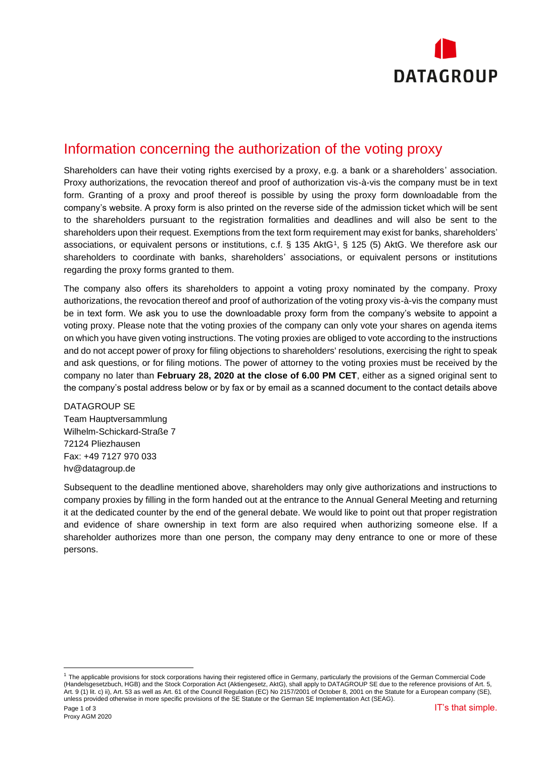# Information concerning the authorization of the voting proxy

Shareholders can have their voting rights exercised by a proxy, e.g. a bank or a shareholders' association. Proxy authorizations, the revocation thereof and proof of authorization vis-à-vis the company must be in text form. Granting of a proxy and proof thereof is possible by using the proxy form downloadable from the company's website. A proxy form is also printed on the reverse side of the admission ticket which will be sent to the shareholders pursuant to the registration formalities and deadlines and will also be sent to the shareholders upon their request. Exemptions from the text form requirement may exist for banks, shareholders' associations, or equivalent persons or institutions, c.f. § 135 AktG[1], § 125 (5) AktG. We therefore ask our shareholders to coordinate with banks, shareholders' associations, or equivalent persons or institutions regarding the proxy forms granted to them.

The company also offers its shareholders to appoint a voting proxy nominated by the company. Proxy authorizations, the revocation thereof and proof of authorization of the voting proxy vis-à-vis the company must be in text form. We ask you to use the downloadable proxy form from the company's website to appoint a voting proxy. Please note that the voting proxies of the company can only vote your shares on agenda items on which you have given voting instructions. The voting proxies are obliged to vote according to the instructions and do not accept power of proxy for filing objections to shareholders' resolutions, exercising the right to speak and ask questions, or for filing motions. The power of attorney to the voting proxies must be received by the company no later than **February 28, 2020 at the close of 6.00 PM CET**, either as a signed original sent to the company's postal address below or by fax or by email as a scanned document to the contact details above

DATAGROUP SE
Team Hauptversammlung
Wilhelm-Schickard-Straße 7
72124 Pliezhausen
Fax: +49 7127 970 033
hv@datagroup.de

Subsequent to the deadline mentioned above, shareholders may only give authorizations and instructions to company proxies by filling in the form handed out at the entrance to the Annual General Meeting and returning it at the dedicated counter by the end of the general debate. We would like to point out that proper registration and evidence of share ownership in text form are also required when authorizing someone else. If a shareholder authorizes more than one person, the company may deny entrance to one or more of these persons.

[1] The applicable provisions for stock corporations having their registered office in Germany, particularly the provisions of the German Commercial Code (Handelsgesetzbuch, HGB) and the Stock Corporation Act (Aktiengesetz, AktG), shall apply to DATAGROUP SE due to the reference provisions of Art. 5, Art. 9 (1) lit. c) ii), Art. 53 as well as Art. 61 of the Council Regulation (EC) No 2157/2001 of October 8, 2001 on the Statute for a European company (SE), unless provided otherwise in more specific provisions of the SE Statute or the German SE Implementation Act (SEAG).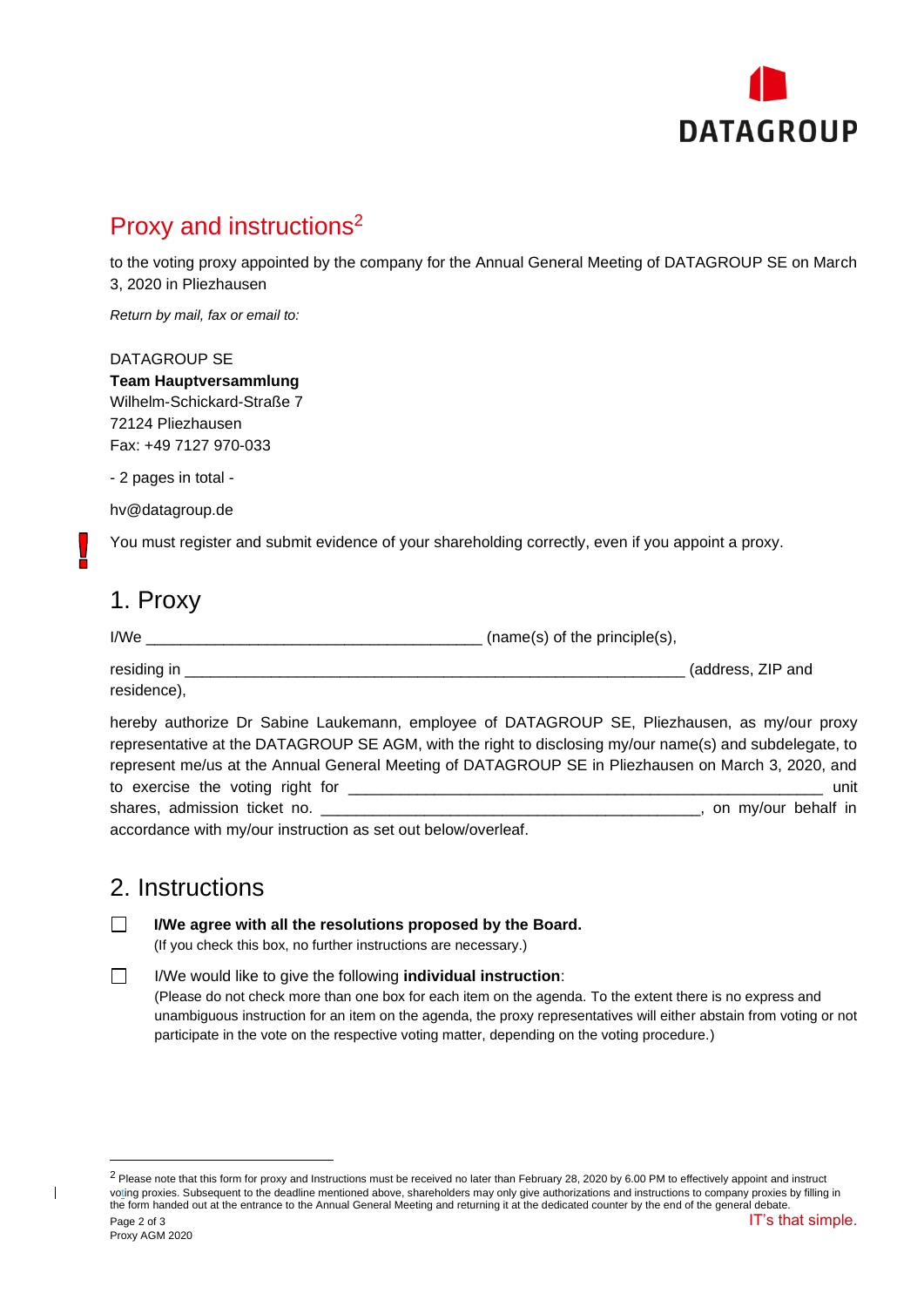# Proxy and instructions[2]

to the voting proxy appointed by the company for the Annual General Meeting of DATAGROUP SE on March 3, 2020 in Pliezhausen

*Return by mail, fax or email to:*

DATAGROUP SE
**Team Hauptversammlung**
Wilhelm-Schickard-Straße 7
72124 Pliezhausen
Fax: +49 7127 970-033

- 2 pages in total -

hv@datagroup.de

! You must register and submit evidence of your shareholding correctly, even if you appoint a proxy.

## 1. Proxy

I/We ______________________________________ (name(s) of the principle(s),

residing in ________________________________________________________ (address, ZIP and residence),

hereby authorize Dr Sabine Laukemann, employee of DATAGROUP SE, Pliezhausen, as my/our proxy representative at the DATAGROUP SE AGM, with the right to disclosing my/our name(s) and subdelegate, to represent me/us at the Annual General Meeting of DATAGROUP SE in Pliezhausen on March 3, 2020, and to exercise the voting right for _____________________________________________________ unit shares, admission ticket no. ___________________________________________, on my/our behalf in accordance with my/our instruction as set out below/overleaf.

## 2. Instructions

☐ **I/We agree with all the resolutions proposed by the Board.**
(If you check this box, no further instructions are necessary.)

☐ I/We would like to give the following **individual instruction**:
(Please do not check more than one box for each item on the agenda. To the extent there is no express and unambiguous instruction for an item on the agenda, the proxy representatives will either abstain from voting or not participate in the vote on the respective voting matter, depending on the voting procedure.)

---

[2] Please note that this form for proxy and Instructions must be received no later than February 28, 2020 by 6.00 PM to effectively appoint and instruct voting proxies. Subsequent to the deadline mentioned above, shareholders may only give authorizations and instructions to company proxies by filling in the form handed out at the entrance to the Annual General Meeting and returning it at the dedicated counter by the end of the general debate.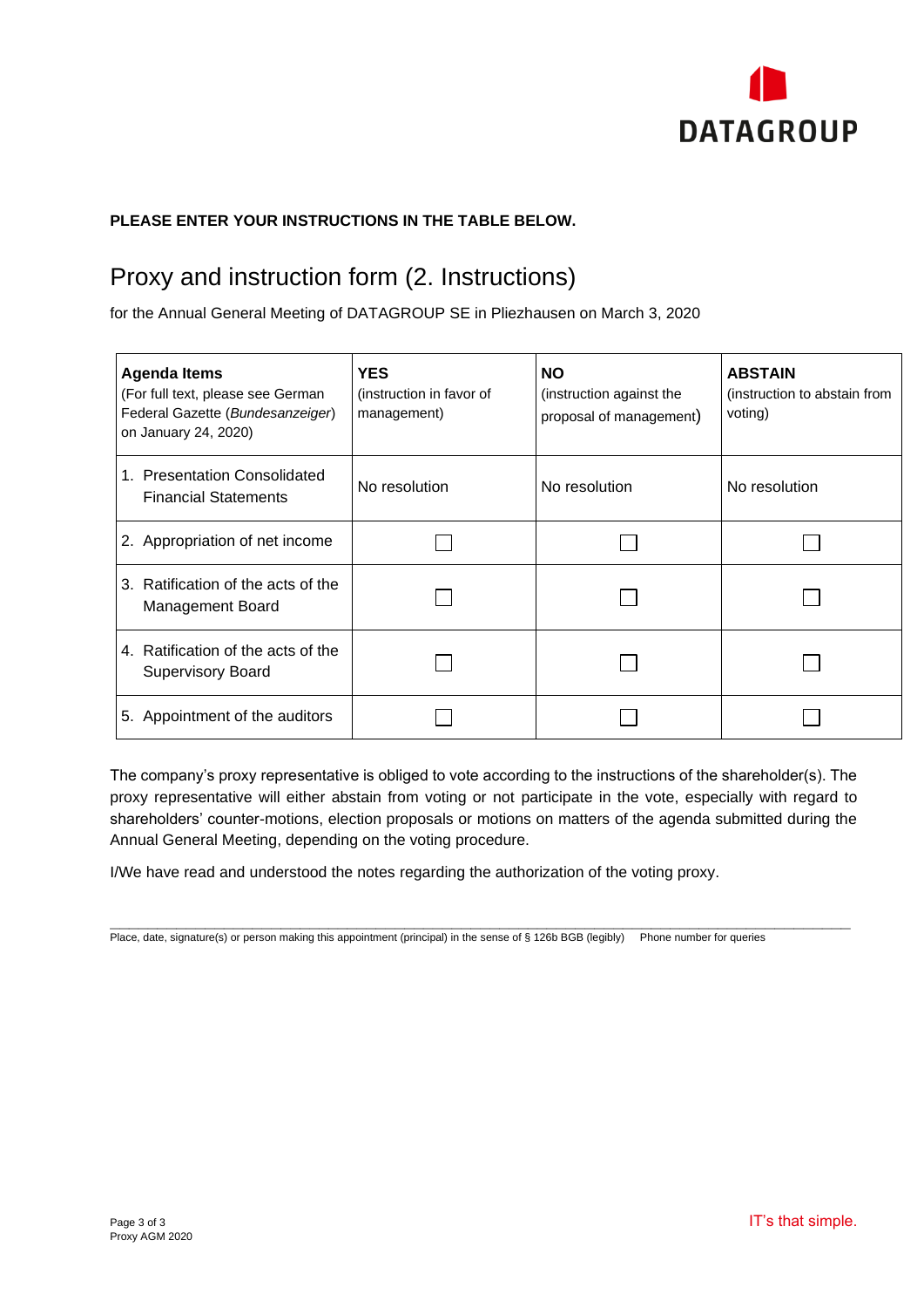**PLEASE ENTER YOUR INSTRUCTIONS IN THE TABLE BELOW.**

# Proxy and instruction form (2. Instructions)

for the Annual General Meeting of DATAGROUP SE in Pliezhausen on March 3, 2020

| **Agenda Items** (For full text, please see German Federal Gazette (*Bundesanzeiger*) on January 24, 2020) | **YES** (instruction in favor of management) | **NO** (instruction against the proposal of management) | **ABSTAIN** (instruction to abstain from voting) |
|---|---|---|---|
| 1. Presentation Consolidated Financial Statements | No resolution | No resolution | No resolution |
| 2. Appropriation of net income | ☐ | ☐ | ☐ |
| 3. Ratification of the acts of the Management Board | ☐ | ☐ | ☐ |
| 4. Ratification of the acts of the Supervisory Board | ☐ | ☐ | ☐ |
| 5. Appointment of the auditors | ☐ | ☐ | ☐ |

The company's proxy representative is obliged to vote according to the instructions of the shareholder(s). The proxy representative will either abstain from voting or not participate in the vote, especially with regard to shareholders' counter-motions, election proposals or motions on matters of the agenda submitted during the Annual General Meeting, depending on the voting procedure.

I/We have read and understood the notes regarding the authorization of the voting proxy.

_______________________________________________________________________________

Place, date, signature(s) or person making this appointment (principal) in the sense of § 126b BGB (legibly) Phone number for queries

IT's that simple.